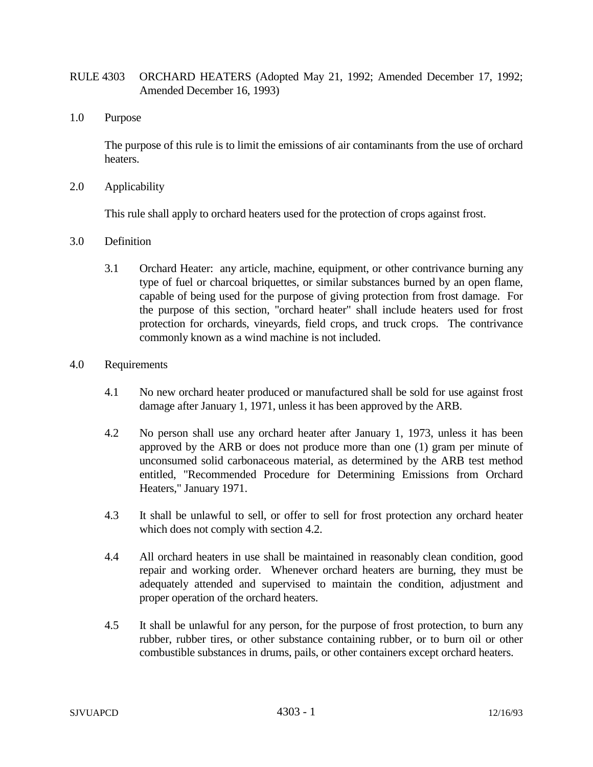# RULE 4303 ORCHARD HEATERS (Adopted May 21, 1992; Amended December 17, 1992; Amended December 16, 1993)

## 1.0 Purpose

The purpose of this rule is to limit the emissions of air contaminants from the use of orchard heaters.

## 2.0 Applicability

This rule shall apply to orchard heaters used for the protection of crops against frost.

## 3.0 Definition

3.1 Orchard Heater: any article, machine, equipment, or other contrivance burning any type of fuel or charcoal briquettes, or similar substances burned by an open flame, capable of being used for the purpose of giving protection from frost damage. For the purpose of this section, "orchard heater" shall include heaters used for frost protection for orchards, vineyards, field crops, and truck crops. The contrivance commonly known as a wind machine is not included.

## 4.0 Requirements

4.1 No new orchard heater produced or manufactured shall be sold for use against frost damage after January 1, 1971, unless it has been approved by the ARB.

4.2 No person shall use any orchard heater after January 1, 1973, unless it has been approved by the ARB or does not produce more than one (1) gram per minute of unconsumed solid carbonaceous material, as determined by the ARB test method entitled, "Recommended Procedure for Determining Emissions from Orchard Heaters," January 1971.

4.3 It shall be unlawful to sell, or offer to sell for frost protection any orchard heater which does not comply with section 4.2.

4.4 All orchard heaters in use shall be maintained in reasonably clean condition, good repair and working order. Whenever orchard heaters are burning, they must be adequately attended and supervised to maintain the condition, adjustment and proper operation of the orchard heaters.

4.5 It shall be unlawful for any person, for the purpose of frost protection, to burn any rubber, rubber tires, or other substance containing rubber, or to burn oil or other combustible substances in drums, pails, or other containers except orchard heaters.